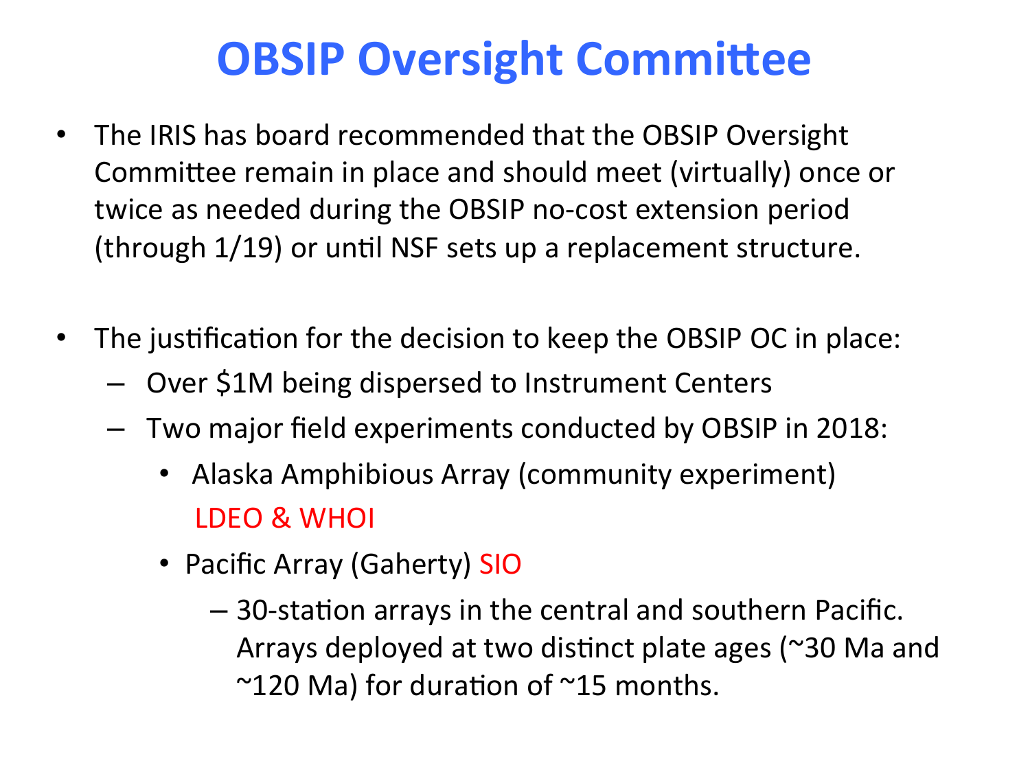# OBSIP Oversight Committee

- The IRIS has board recommended that the OBSIP Oversight Committee remain in place and should meet (virtually) once or twice as needed during the OBSIP no-cost extension period (through 1/19) or until NSF sets up a replacement structure.

- The justification for the decision to keep the OBSIP OC in place:
  - Over $1M being dispersed to Instrument Centers
  - Two major field experiments conducted by OBSIP in 2018:
    - Alaska Amphibious Array (community experiment) LDEO & WHOI
    - Pacific Array (Gaherty) SIO
      - 30-station arrays in the central and southern Pacific. Arrays deployed at two distinct plate ages (~30 Ma and ~120 Ma) for duration of ~15 months.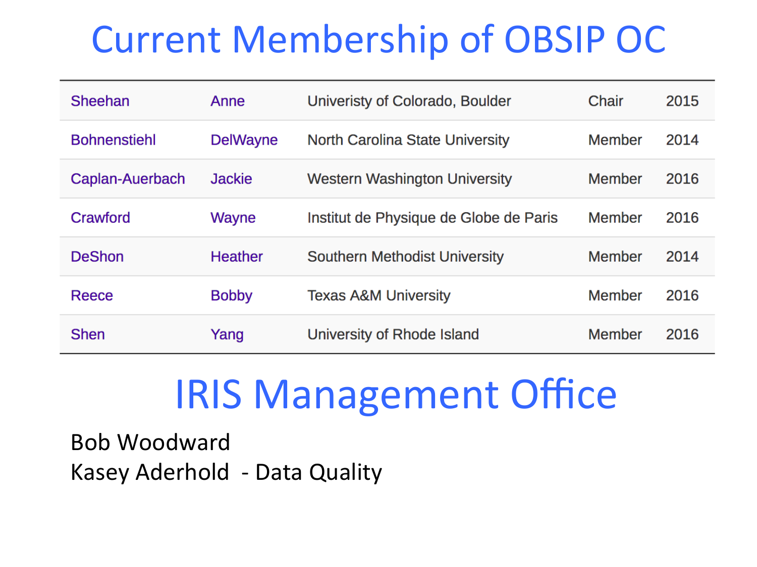# Current Membership of OBSIP OC

| | | | | |
|---|---|---|---|---|
| Sheehan | Anne | Univeristy of Colorado, Boulder | Chair | 2015 |
| Bohnenstiehl | DelWayne | North Carolina State University | Member | 2014 |
| Caplan-Auerbach | Jackie | Western Washington University | Member | 2016 |
| Crawford | Wayne | Institut de Physique de Globe de Paris | Member | 2016 |
| DeShon | Heather | Southern Methodist University | Member | 2014 |
| Reece | Bobby | Texas A&M University | Member | 2016 |
| Shen | Yang | University of Rhode Island | Member | 2016 |

# IRIS Management Office

Bob Woodward
Kasey Aderhold - Data Quality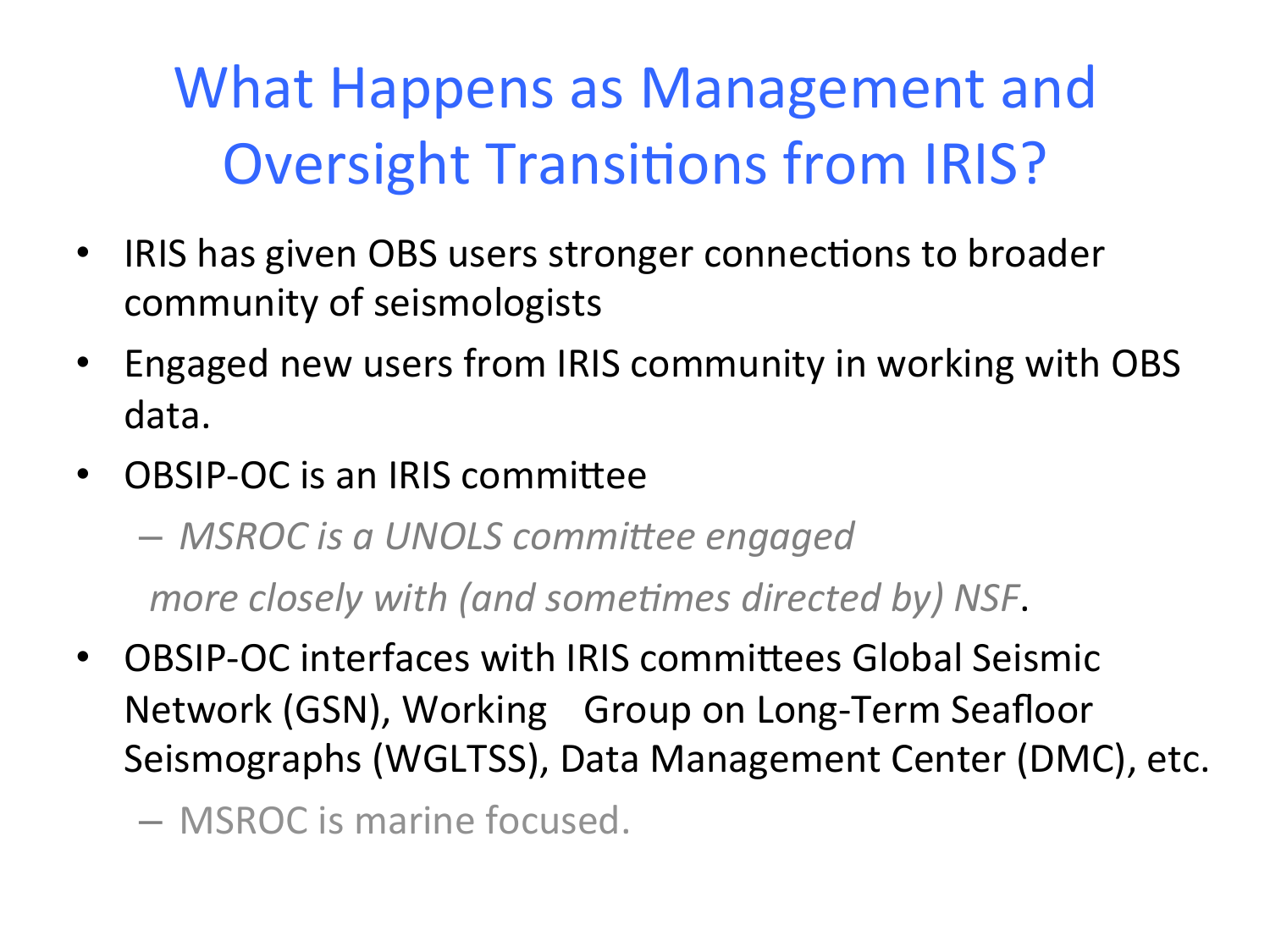# What Happens as Management and Oversight Transitions from IRIS?

- IRIS has given OBS users stronger connections to broader community of seismologists
- Engaged new users from IRIS community in working with OBS data.
- OBSIP-OC is an IRIS committee
  - *MSROC is a UNOLS committee engaged more closely with (and sometimes directed by) NSF*.
- OBSIP-OC interfaces with IRIS committees Global Seismic Network (GSN), Working Group on Long-Term Seafloor Seismographs (WGLTSS), Data Management Center (DMC), etc.
  - MSROC is marine focused.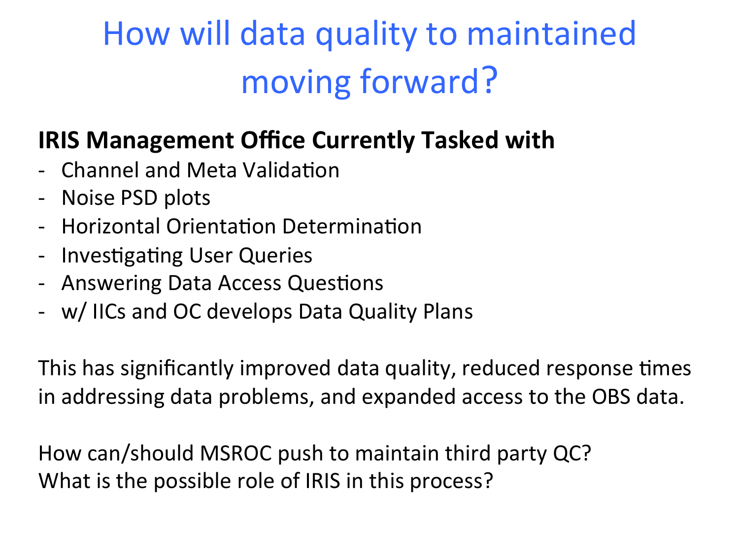# How will data quality to maintained moving forward?

**IRIS Management Office Currently Tasked with**

- Channel and Meta Validation
- Noise PSD plots
- Horizontal Orientation Determination
- Investigating User Queries
- Answering Data Access Questions
- w/ IICs and OC develops Data Quality Plans

This has significantly improved data quality, reduced response times in addressing data problems, and expanded access to the OBS data.

How can/should MSROC push to maintain third party QC?
What is the possible role of IRIS in this process?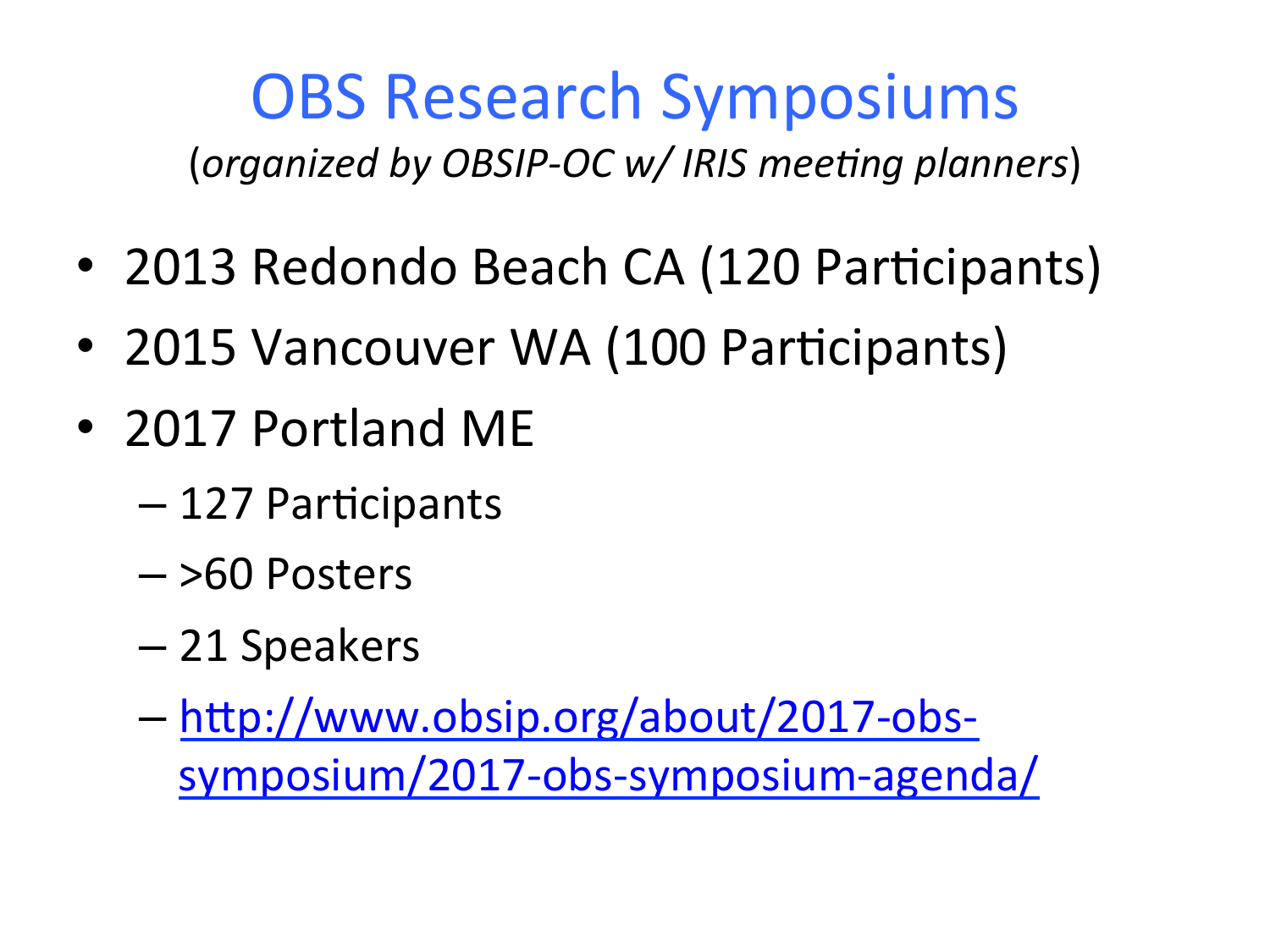# OBS Research Symposiums

(*organized by OBSIP-OC w/ IRIS meeting planners*)

- 2013 Redondo Beach CA (120 Participants)
- 2015 Vancouver WA (100 Participants)
- 2017 Portland ME
  - 127 Participants
  - >60 Posters
  - 21 Speakers
  - [http://www.obsip.org/about/2017-obs-symposium/2017-obs-symposium-agenda/](http://www.obsip.org/about/2017-obs-symposium/2017-obs-symposium-agenda/)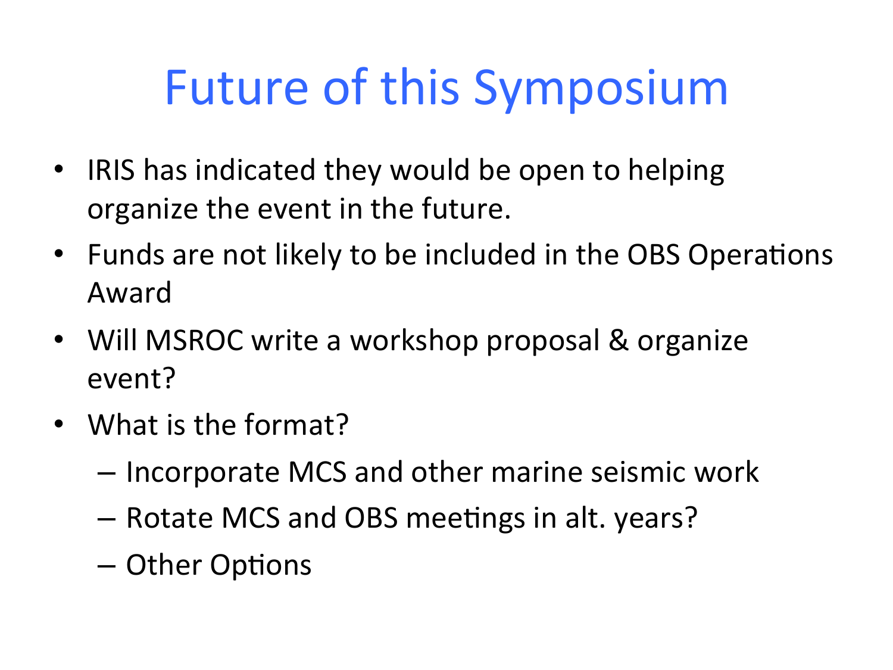# Future of this Symposium

- IRIS has indicated they would be open to helping organize the event in the future.
- Funds are not likely to be included in the OBS Operations Award
- Will MSROC write a workshop proposal & organize event?
- What is the format?
  - Incorporate MCS and other marine seismic work
  - Rotate MCS and OBS meetings in alt. years?
  - Other Options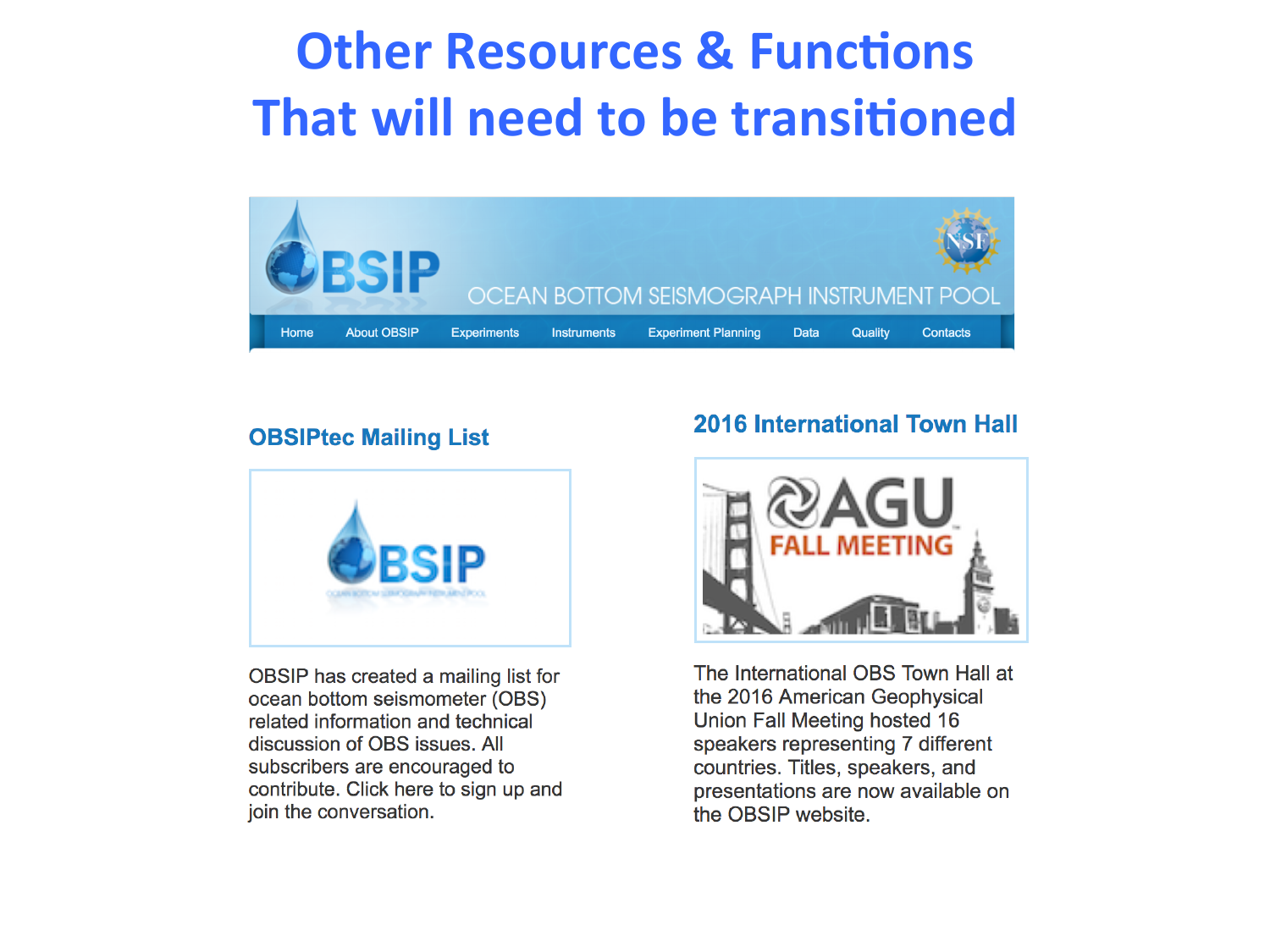# Other Resources & Functions That will need to be transitioned

OBSIP

OCEAN BOTTOM SEISMOGRAPH INSTRUMENT POOL

Home | About OBSIP | Experiments | Instruments | Experiment Planning | Data | Quality | Contacts

## OBSIPtec Mailing List

OBSIP has created a mailing list for ocean bottom seismometer (OBS) related information and technical discussion of OBS issues. All subscribers are encouraged to contribute. Click here to sign up and join the conversation.

## 2016 International Town Hall

The International OBS Town Hall at the 2016 American Geophysical Union Fall Meeting hosted 16 speakers representing 7 different countries. Titles, speakers, and presentations are now available on the OBSIP website.